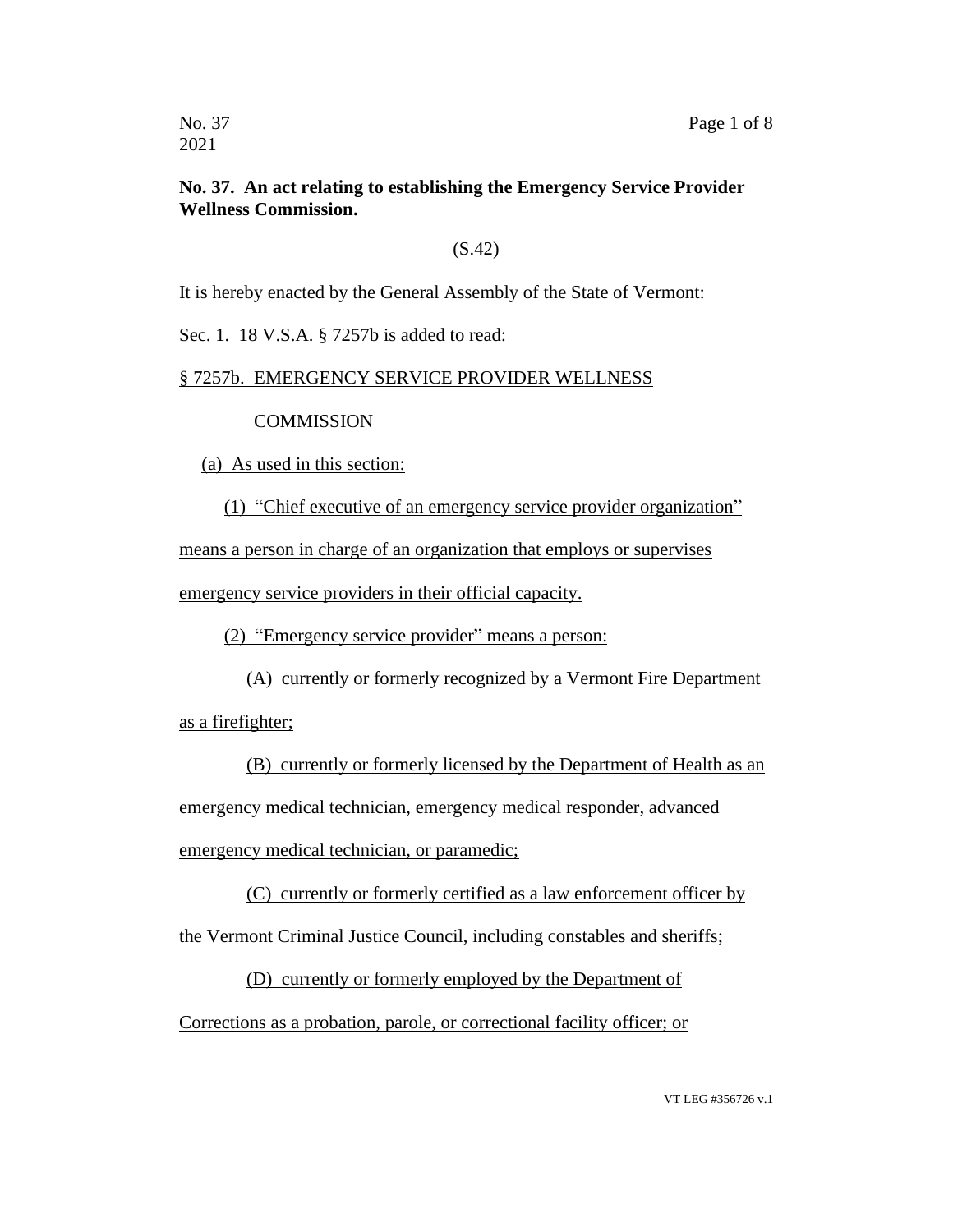**No. 37. An act relating to establishing the Emergency Service Provider Wellness Commission.**

(S.42)

It is hereby enacted by the General Assembly of the State of Vermont:

Sec. 1. 18 V.S.A. § 7257b is added to read:

§ 7257b. EMERGENCY SERVICE PROVIDER WELLNESS COMMISSION

(a) As used in this section:

(1) "Chief executive of an emergency service provider organization" means a person in charge of an organization that employs or supervises emergency service providers in their official capacity.

(2) "Emergency service provider" means a person:

(A) currently or formerly recognized by a Vermont Fire Department as a firefighter;

(B) currently or formerly licensed by the Department of Health as an emergency medical technician, emergency medical responder, advanced emergency medical technician, or paramedic;

(C) currently or formerly certified as a law enforcement officer by the Vermont Criminal Justice Council, including constables and sheriffs;

(D) currently or formerly employed by the Department of Corrections as a probation, parole, or correctional facility officer; or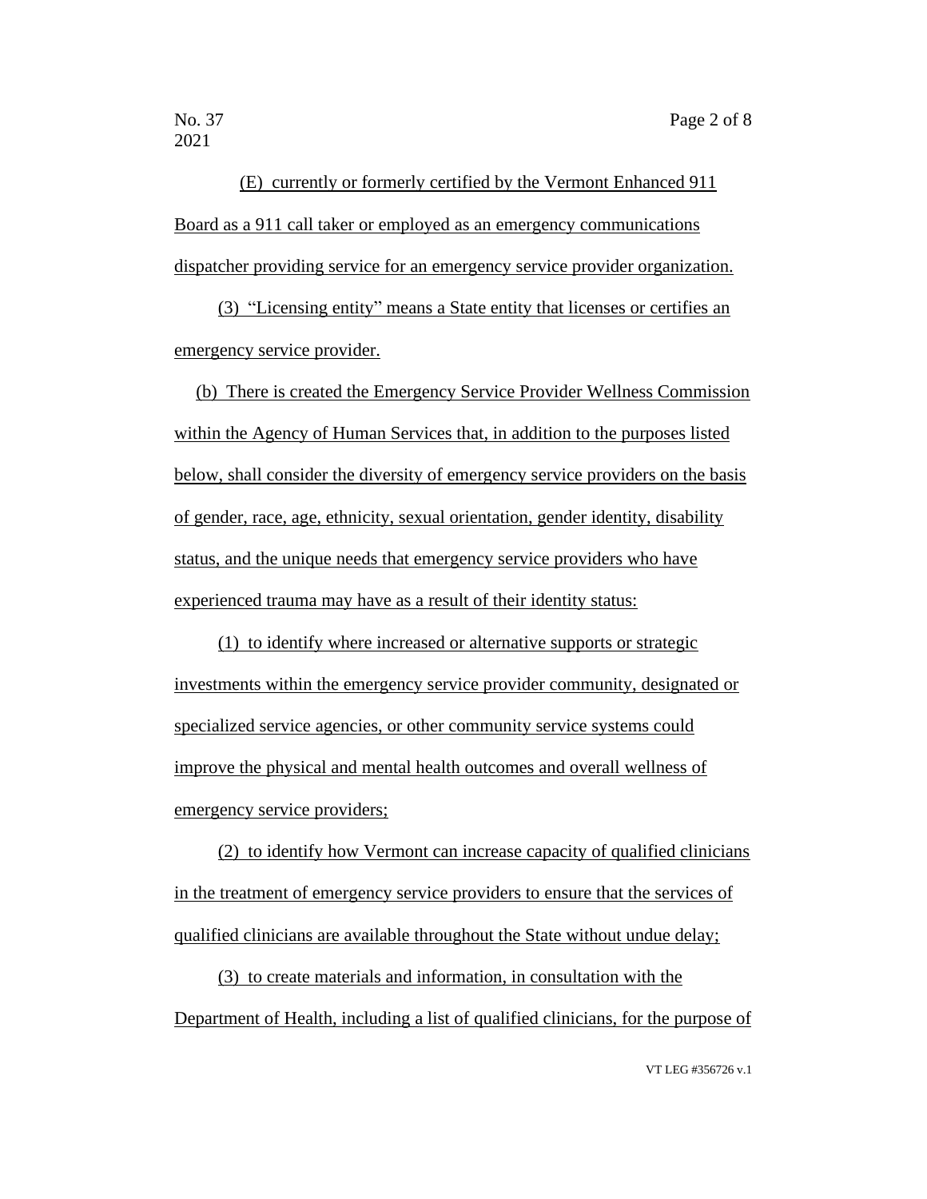(E) currently or formerly certified by the Vermont Enhanced 911 Board as a 911 call taker or employed as an emergency communications dispatcher providing service for an emergency service provider organization.

(3) "Licensing entity" means a State entity that licenses or certifies an emergency service provider.

(b) There is created the Emergency Service Provider Wellness Commission within the Agency of Human Services that, in addition to the purposes listed below, shall consider the diversity of emergency service providers on the basis of gender, race, age, ethnicity, sexual orientation, gender identity, disability status, and the unique needs that emergency service providers who have experienced trauma may have as a result of their identity status:

(1) to identify where increased or alternative supports or strategic investments within the emergency service provider community, designated or specialized service agencies, or other community service systems could improve the physical and mental health outcomes and overall wellness of emergency service providers;

(2) to identify how Vermont can increase capacity of qualified clinicians in the treatment of emergency service providers to ensure that the services of qualified clinicians are available throughout the State without undue delay;

(3) to create materials and information, in consultation with the Department of Health, including a list of qualified clinicians, for the purpose of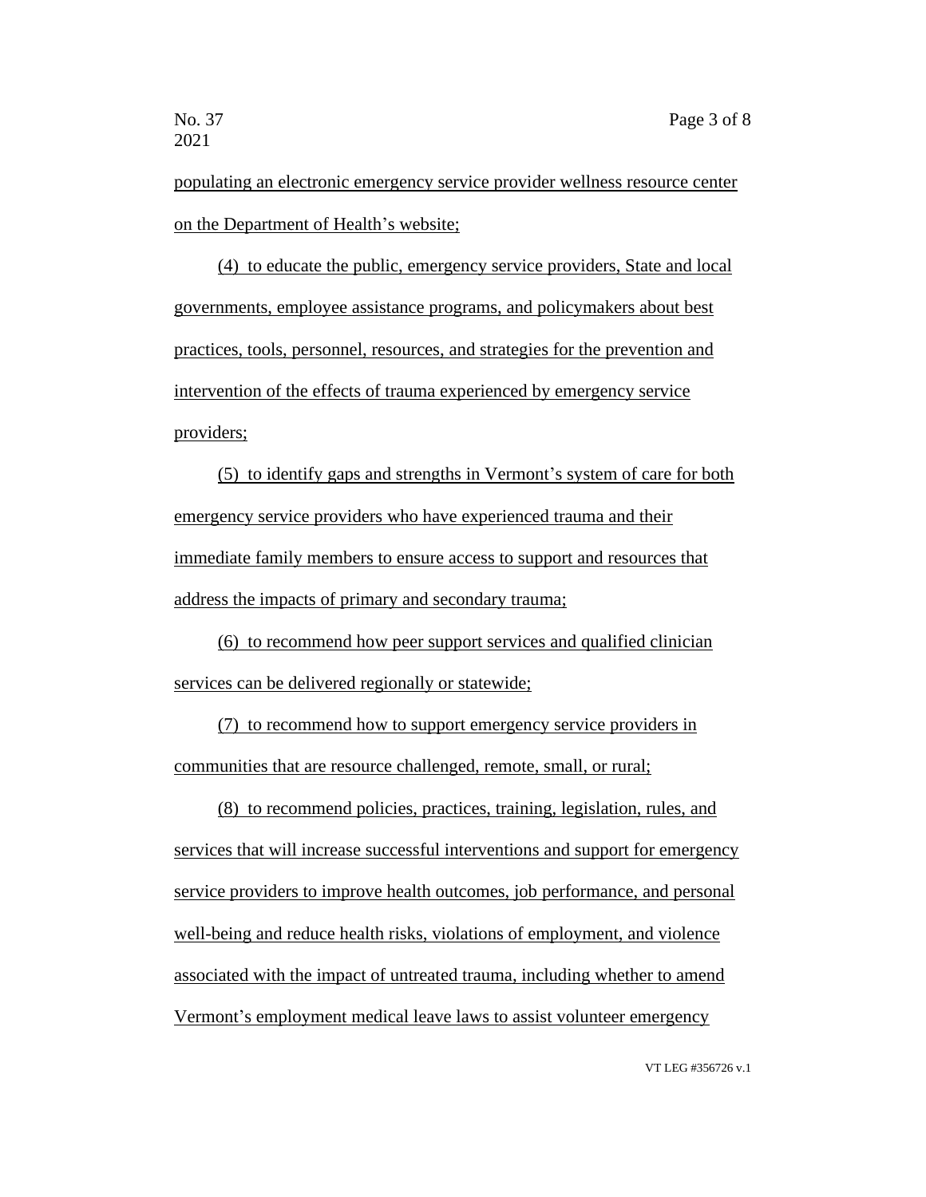populating an electronic emergency service provider wellness resource center on the Department of Health's website;

(4) to educate the public, emergency service providers, State and local governments, employee assistance programs, and policymakers about best practices, tools, personnel, resources, and strategies for the prevention and intervention of the effects of trauma experienced by emergency service providers;

(5) to identify gaps and strengths in Vermont's system of care for both emergency service providers who have experienced trauma and their immediate family members to ensure access to support and resources that address the impacts of primary and secondary trauma;

(6) to recommend how peer support services and qualified clinician services can be delivered regionally or statewide;

(7) to recommend how to support emergency service providers in communities that are resource challenged, remote, small, or rural;

(8) to recommend policies, practices, training, legislation, rules, and services that will increase successful interventions and support for emergency service providers to improve health outcomes, job performance, and personal well-being and reduce health risks, violations of employment, and violence associated with the impact of untreated trauma, including whether to amend Vermont's employment medical leave laws to assist volunteer emergency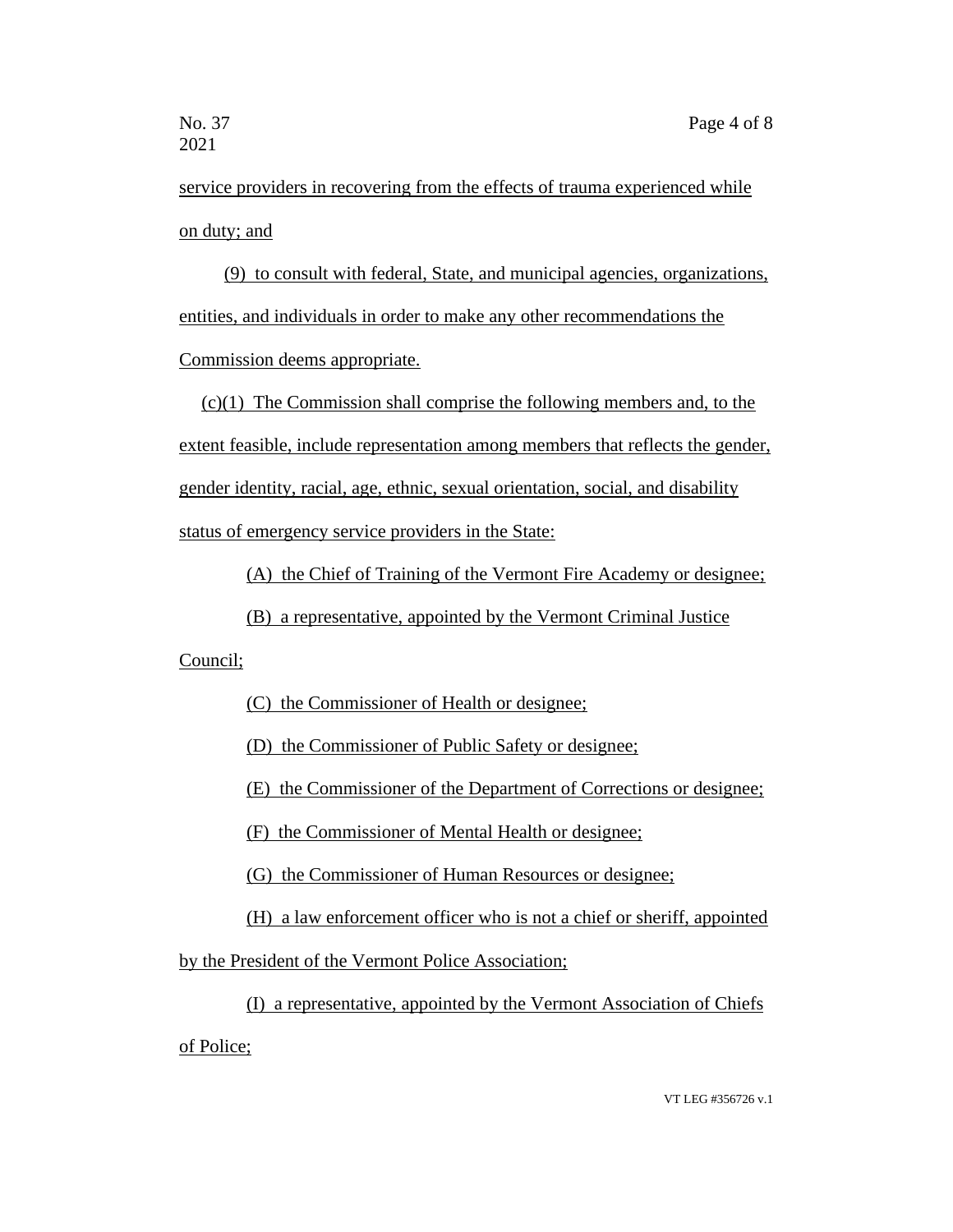service providers in recovering from the effects of trauma experienced while on duty; and

(9) to consult with federal, State, and municipal agencies, organizations, entities, and individuals in order to make any other recommendations the Commission deems appropriate.

(c)(1) The Commission shall comprise the following members and, to the extent feasible, include representation among members that reflects the gender, gender identity, racial, age, ethnic, sexual orientation, social, and disability status of emergency service providers in the State:

(A) the Chief of Training of the Vermont Fire Academy or designee;

(B) a representative, appointed by the Vermont Criminal Justice Council;

(C) the Commissioner of Health or designee;

(D) the Commissioner of Public Safety or designee;

(E) the Commissioner of the Department of Corrections or designee;

(F) the Commissioner of Mental Health or designee;

(G) the Commissioner of Human Resources or designee;

(H) a law enforcement officer who is not a chief or sheriff, appointed by the President of the Vermont Police Association;

(I) a representative, appointed by the Vermont Association of Chiefs of Police;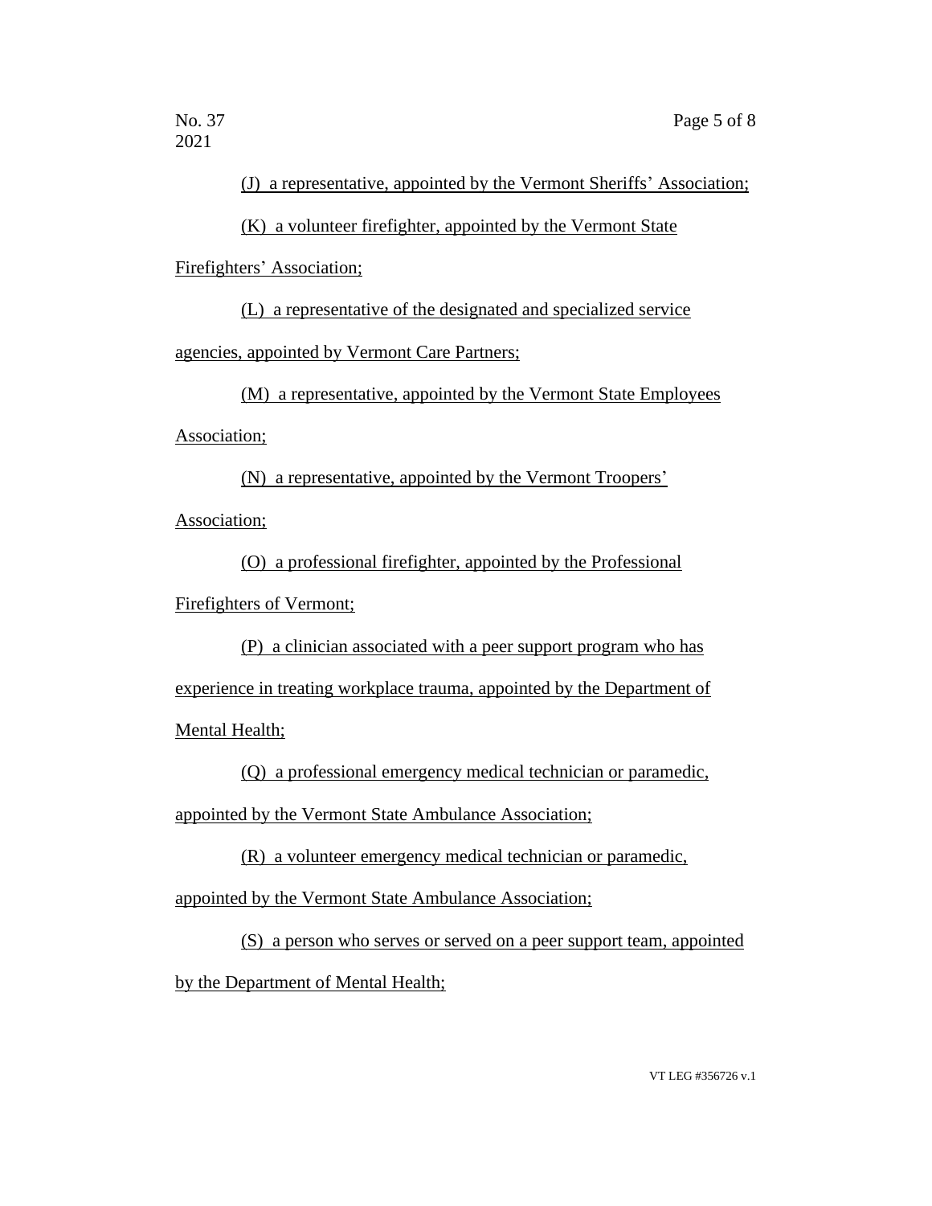(J) a representative, appointed by the Vermont Sheriffs' Association;

(K) a volunteer firefighter, appointed by the Vermont State Firefighters' Association;

(L) a representative of the designated and specialized service agencies, appointed by Vermont Care Partners;

(M) a representative, appointed by the Vermont State Employees Association;

(N) a representative, appointed by the Vermont Troopers' Association;

(O) a professional firefighter, appointed by the Professional Firefighters of Vermont;

(P) a clinician associated with a peer support program who has experience in treating workplace trauma, appointed by the Department of Mental Health;

(Q) a professional emergency medical technician or paramedic, appointed by the Vermont State Ambulance Association;

(R) a volunteer emergency medical technician or paramedic, appointed by the Vermont State Ambulance Association;

(S) a person who serves or served on a peer support team, appointed by the Department of Mental Health;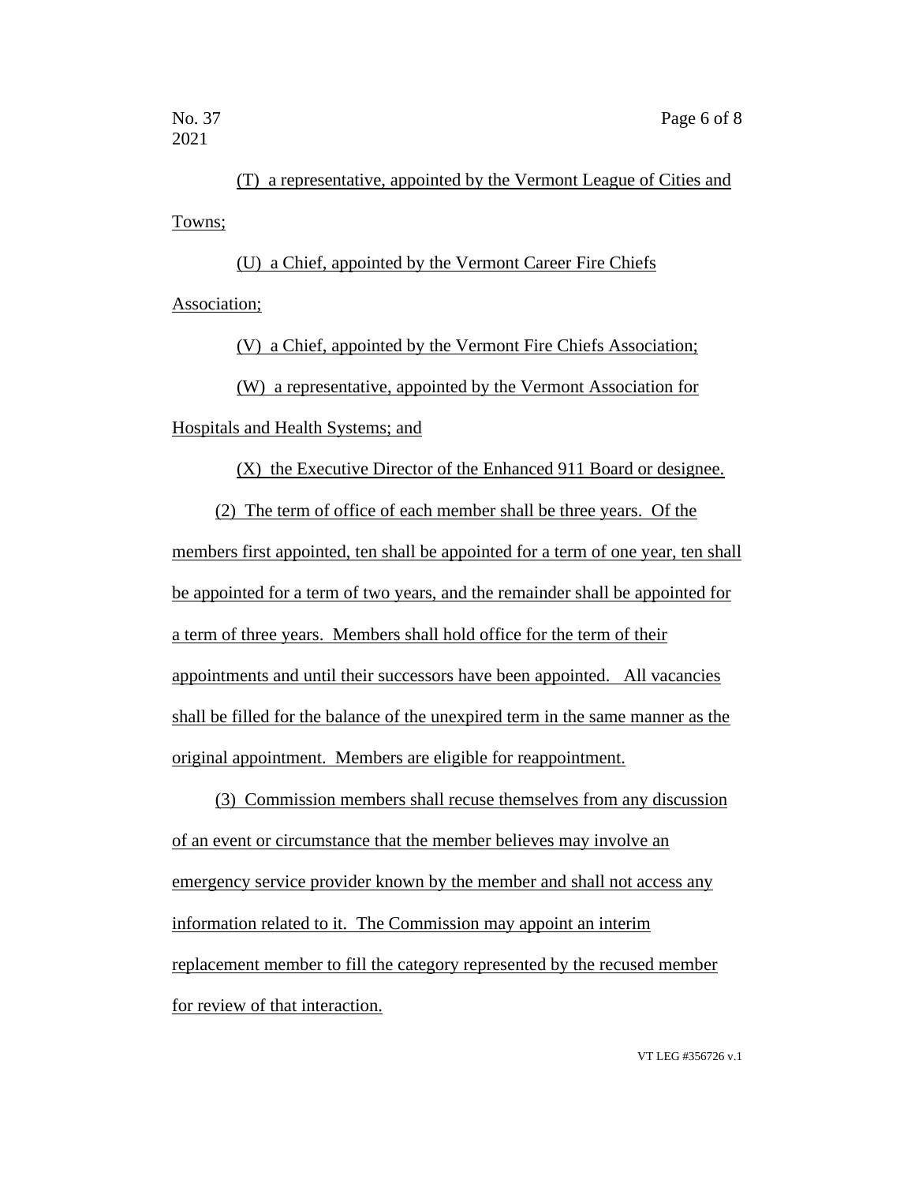(T) a representative, appointed by the Vermont League of Cities and Towns;

(U) a Chief, appointed by the Vermont Career Fire Chiefs Association;

(V) a Chief, appointed by the Vermont Fire Chiefs Association;

(W) a representative, appointed by the Vermont Association for Hospitals and Health Systems; and

(X) the Executive Director of the Enhanced 911 Board or designee.

(2) The term of office of each member shall be three years. Of the members first appointed, ten shall be appointed for a term of one year, ten shall be appointed for a term of two years, and the remainder shall be appointed for a term of three years. Members shall hold office for the term of their appointments and until their successors have been appointed. All vacancies shall be filled for the balance of the unexpired term in the same manner as the original appointment. Members are eligible for reappointment.

(3) Commission members shall recuse themselves from any discussion of an event or circumstance that the member believes may involve an emergency service provider known by the member and shall not access any information related to it. The Commission may appoint an interim replacement member to fill the category represented by the recused member for review of that interaction.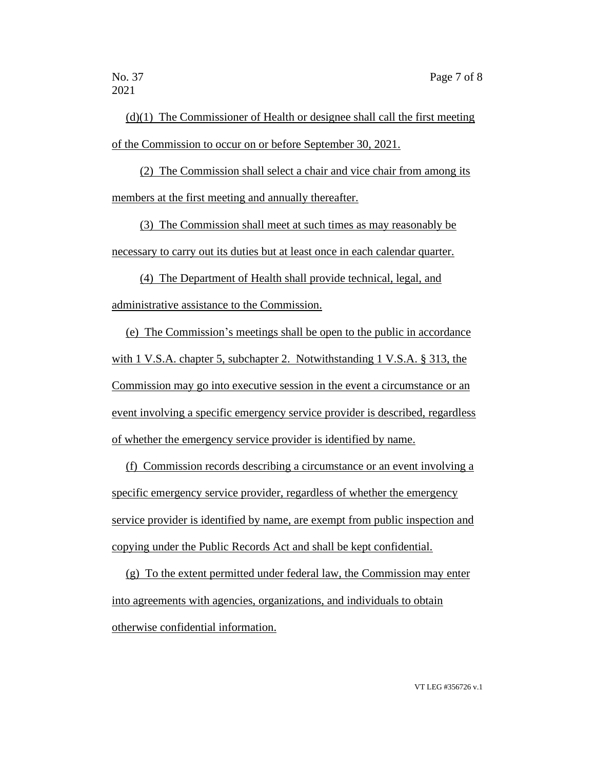(d)(1) The Commissioner of Health or designee shall call the first meeting of the Commission to occur on or before September 30, 2021.

(2) The Commission shall select a chair and vice chair from among its members at the first meeting and annually thereafter.

(3) The Commission shall meet at such times as may reasonably be necessary to carry out its duties but at least once in each calendar quarter.

(4) The Department of Health shall provide technical, legal, and administrative assistance to the Commission.

(e) The Commission's meetings shall be open to the public in accordance with 1 V.S.A. chapter 5, subchapter 2. Notwithstanding 1 V.S.A. § 313, the Commission may go into executive session in the event a circumstance or an event involving a specific emergency service provider is described, regardless of whether the emergency service provider is identified by name.

(f) Commission records describing a circumstance or an event involving a specific emergency service provider, regardless of whether the emergency service provider is identified by name, are exempt from public inspection and copying under the Public Records Act and shall be kept confidential.

(g) To the extent permitted under federal law, the Commission may enter into agreements with agencies, organizations, and individuals to obtain otherwise confidential information.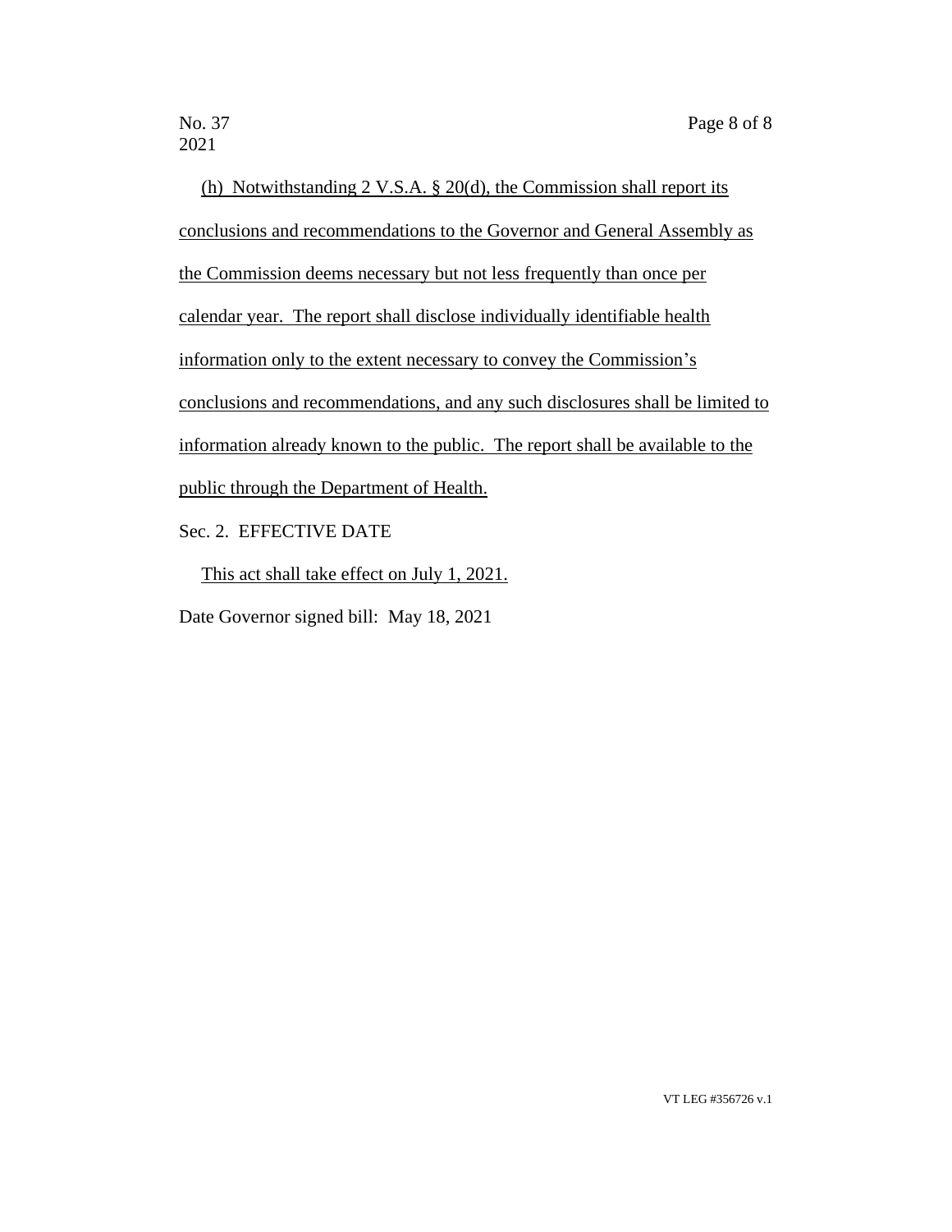(h) Notwithstanding 2 V.S.A. § 20(d), the Commission shall report its conclusions and recommendations to the Governor and General Assembly as the Commission deems necessary but not less frequently than once per calendar year. The report shall disclose individually identifiable health information only to the extent necessary to convey the Commission's conclusions and recommendations, and any such disclosures shall be limited to information already known to the public. The report shall be available to the public through the Department of Health.

Sec. 2. EFFECTIVE DATE

This act shall take effect on July 1, 2021.

Date Governor signed bill: May 18, 2021